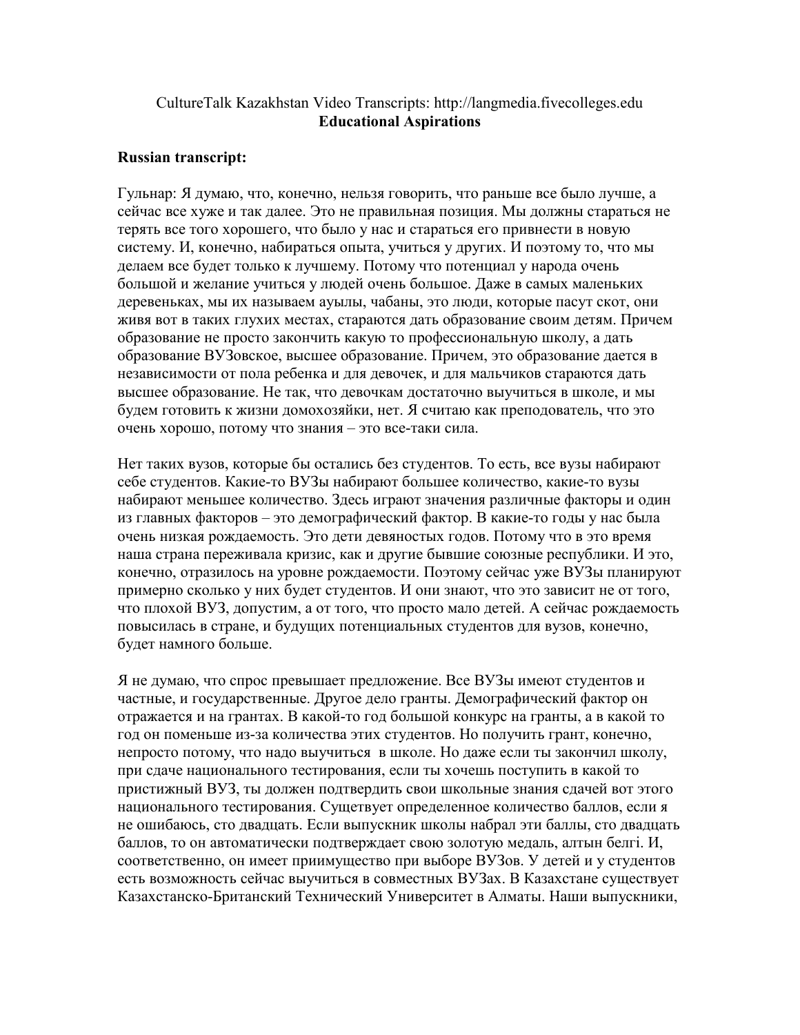CultureTalk Kazakhstan Video Transcripts: http://langmedia.fivecolleges.edu

**Educational Aspirations**

**Russian transcript:**

Гульнар: Я думаю, что, конечно, нельзя говорить, что раньше все было лучше, а сейчас все хуже и так далее. Это не правильная позиция. Мы должны стараться не терять все того хорошего, что было у нас и стараться его привнести в новую систему. И, конечно, набираться опыта, учиться у других. И поэтому то, что мы делаем все будет только к лучшему. Потому что потенциал у народа очень большой и желание учиться у людей очень большое. Даже в самых маленьких деревеньках, мы их называем ауылы, чабаны, это люди, которые пасут скот, они живя вот в таких глухих местах, стараются дать образование своим детям. Причем образование не просто закончить какую то профессиональную школу, а дать образование ВУЗовское, высшее образование. Причем, это образование дается в независимости от пола ребенка и для девочек, и для мальчиков стараются дать высшее образование. Не так, что девочкам достаточно выучиться в школе, и мы будем готовить к жизни домохозяйки, нет. Я считаю как преподователь, что это очень хорошо, потому что знания – это все-таки сила.

Нет таких вузов, которые бы остались без студентов. То есть, все вузы набирают себе студентов. Какие-то ВУЗы набирают большее количество, какие-то вузы набирают меньшее количество. Здесь играют значения различные факторы и один из главных факторов – это демографический фактор. В какие-то годы у нас была очень низкая рождаемость. Это дети девяностых годов. Потому что в это время наша страна переживала кризис, как и другие бывшие союзные республики. И это, конечно, отразилось на уровне рождаемости. Поэтому сейчас уже ВУЗы планируют примерно сколько у них будет студентов. И они знают, что это зависит не от того, что плохой ВУЗ, допустим, а от того, что просто мало детей. А сейчас рождаемость повысилась в стране, и будущих потенциальных студентов для вузов, конечно, будет намного больше.

Я не думаю, что спрос превышает предложение. Все ВУЗы имеют студентов и частные, и государственные. Другое дело гранты. Демографический фактор он отражается и на грантах. В какой-то год большой конкурс на гранты, а в какой то год он поменьше из-за количества этих студентов. Но получить грант, конечно, непросто потому, что надо выучиться в школе. Но даже если ты закончил школу, при сдаче национального тестирования, если ты хочешь поступить в какой то пристижный ВУЗ, ты должен подтвердить свои школьные знания сдачей вот этого национального тестирования. Сущетвует определенное количество баллов, если я не ошибаюсь, сто двадцать. Если выпускник школы набрал эти баллы, сто двадцать баллов, то он автоматически подтверждает свою золотую медаль, алтын белгі. И, соответственно, он имеет приимущество при выборе ВУЗов. У детей и у студентов есть возможность сейчас выучиться в совместных ВУЗах. В Казахстане существует Казахстанско-Британский Технический Университет в Алматы. Наши выпускники,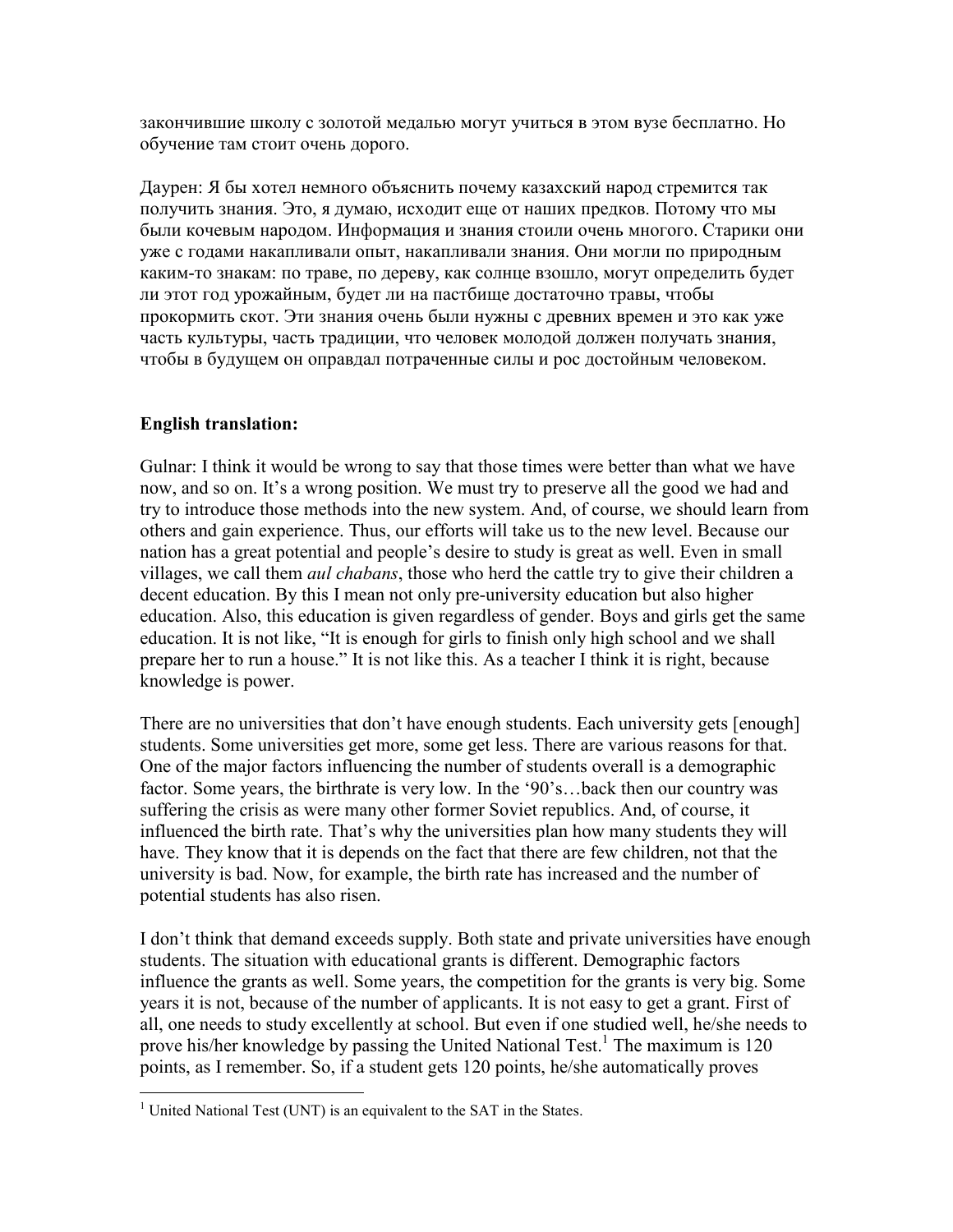закончившие школу с золотой медалью могут учиться в этом вузе бесплатно. Но обучение там стоит очень дорого.

Даурен: Я бы хотел немного объяснить почему казахский народ стремится так получить знания. Это, я думаю, исходит еще от наших предков. Потому что мы были кочевым народом. Информация и знания стоили очень многого. Старики они уже с годами накапливали опыт, накапливали знания. Они могли по природным каким-то знакам: по траве, по дереву, как солнце взошло, могут определить будет ли этот год урожайным, будет ли на пастбище достаточно травы, чтобы прокормить скот. Эти знания очень были нужны с древних времен и это как уже часть культуры, часть традиции, что человек молодой должен получать знания, чтобы в будущем он оправдал потраченные силы и рос достойным человеком.

**English translation:**

Gulnar: I think it would be wrong to say that those times were better than what we have now, and so on. It's a wrong position. We must try to preserve all the good we had and try to introduce those methods into the new system. And, of course, we should learn from others and gain experience. Thus, our efforts will take us to the new level. Because our nation has a great potential and people's desire to study is great as well. Even in small villages, we call them *aul chabans*, those who herd the cattle try to give their children a decent education. By this I mean not only pre-university education but also higher education. Also, this education is given regardless of gender. Boys and girls get the same education. It is not like, "It is enough for girls to finish only high school and we shall prepare her to run a house." It is not like this. As a teacher I think it is right, because knowledge is power.

There are no universities that don't have enough students. Each university gets [enough] students. Some universities get more, some get less. There are various reasons for that. One of the major factors influencing the number of students overall is a demographic factor. Some years, the birthrate is very low. In the '90's…back then our country was suffering the crisis as were many other former Soviet republics. And, of course, it influenced the birth rate. That's why the universities plan how many students they will have. They know that it is depends on the fact that there are few children, not that the university is bad. Now, for example, the birth rate has increased and the number of potential students has also risen.

I don't think that demand exceeds supply. Both state and private universities have enough students. The situation with educational grants is different. Demographic factors influence the grants as well. Some years, the competition for the grants is very big. Some years it is not, because of the number of applicants. It is not easy to get a grant. First of all, one needs to study excellently at school. But even if one studied well, he/she needs to prove his/her knowledge by passing the United National Test.[1] The maximum is 120 points, as I remember. So, if a student gets 120 points, he/she automatically proves

[1] United National Test (UNT) is an equivalent to the SAT in the States.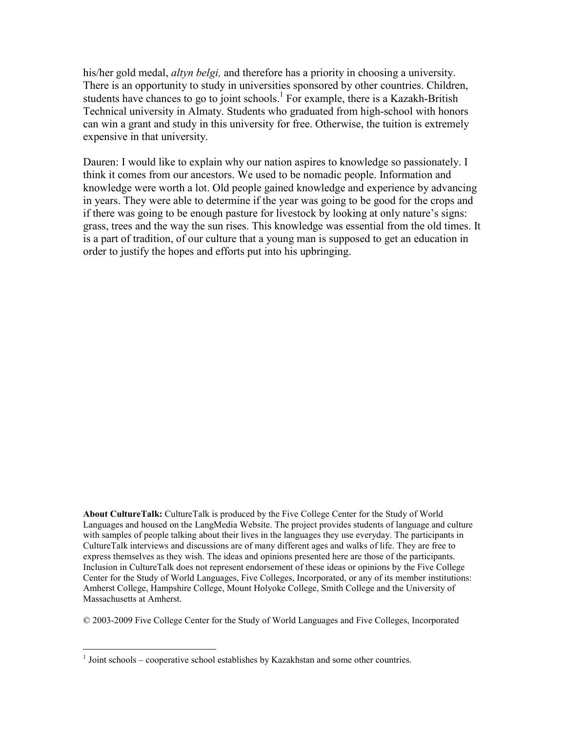his/her gold medal, *altyn belgi,* and therefore has a priority in choosing a university. There is an opportunity to study in universities sponsored by other countries. Children, students have chances to go to joint schools.[1] For example, there is a Kazakh-British Technical university in Almaty. Students who graduated from high-school with honors can win a grant and study in this university for free. Otherwise, the tuition is extremely expensive in that university.

Dauren: I would like to explain why our nation aspires to knowledge so passionately. I think it comes from our ancestors. We used to be nomadic people. Information and knowledge were worth a lot. Old people gained knowledge and experience by advancing in years. They were able to determine if the year was going to be good for the crops and if there was going to be enough pasture for livestock by looking at only nature's signs: grass, trees and the way the sun rises. This knowledge was essential from the old times. It is a part of tradition, of our culture that a young man is supposed to get an education in order to justify the hopes and efforts put into his upbringing.

**About CultureTalk:** CultureTalk is produced by the Five College Center for the Study of World Languages and housed on the LangMedia Website. The project provides students of language and culture with samples of people talking about their lives in the languages they use everyday. The participants in CultureTalk interviews and discussions are of many different ages and walks of life. They are free to express themselves as they wish. The ideas and opinions presented here are those of the participants. Inclusion in CultureTalk does not represent endorsement of these ideas or opinions by the Five College Center for the Study of World Languages, Five Colleges, Incorporated, or any of its member institutions: Amherst College, Hampshire College, Mount Holyoke College, Smith College and the University of Massachusetts at Amherst.

© 2003-2009 Five College Center for the Study of World Languages and Five Colleges, Incorporated

[1] Joint schools – cooperative school establishes by Kazakhstan and some other countries.